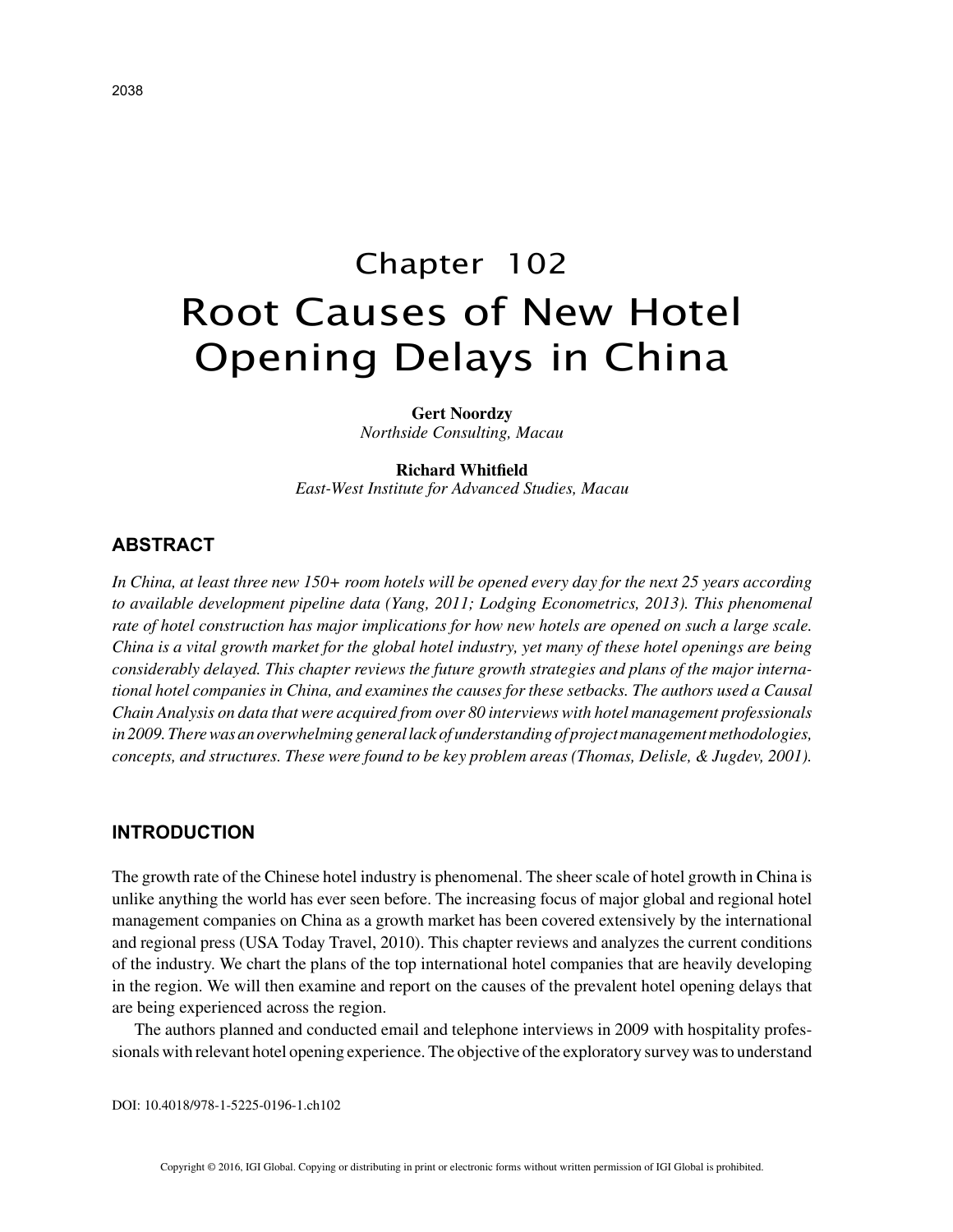# Chapter 102
# Root Causes of New Hotel Opening Delays in China

**Gert Noordzy**
*Northside Consulting, Macau*

**Richard Whitfield**
*East-West Institute for Advanced Studies, Macau*

## ABSTRACT

*In China, at least three new 150+ room hotels will be opened every day for the next 25 years according to available development pipeline data (Yang, 2011; Lodging Econometrics, 2013). This phenomenal rate of hotel construction has major implications for how new hotels are opened on such a large scale. China is a vital growth market for the global hotel industry, yet many of these hotel openings are being considerably delayed. This chapter reviews the future growth strategies and plans of the major international hotel companies in China, and examines the causes for these setbacks. The authors used a Causal Chain Analysis on data that were acquired from over 80 interviews with hotel management professionals in 2009. There was an overwhelming general lack of understanding of project management methodologies, concepts, and structures. These were found to be key problem areas (Thomas, Delisle, & Jugdev, 2001).*

## INTRODUCTION

The growth rate of the Chinese hotel industry is phenomenal. The sheer scale of hotel growth in China is unlike anything the world has ever seen before. The increasing focus of major global and regional hotel management companies on China as a growth market has been covered extensively by the international and regional press (USA Today Travel, 2010). This chapter reviews and analyzes the current conditions of the industry. We chart the plans of the top international hotel companies that are heavily developing in the region. We will then examine and report on the causes of the prevalent hotel opening delays that are being experienced across the region.

The authors planned and conducted email and telephone interviews in 2009 with hospitality professionals with relevant hotel opening experience. The objective of the exploratory survey was to understand

DOI: 10.4018/978-1-5225-0196-1.ch102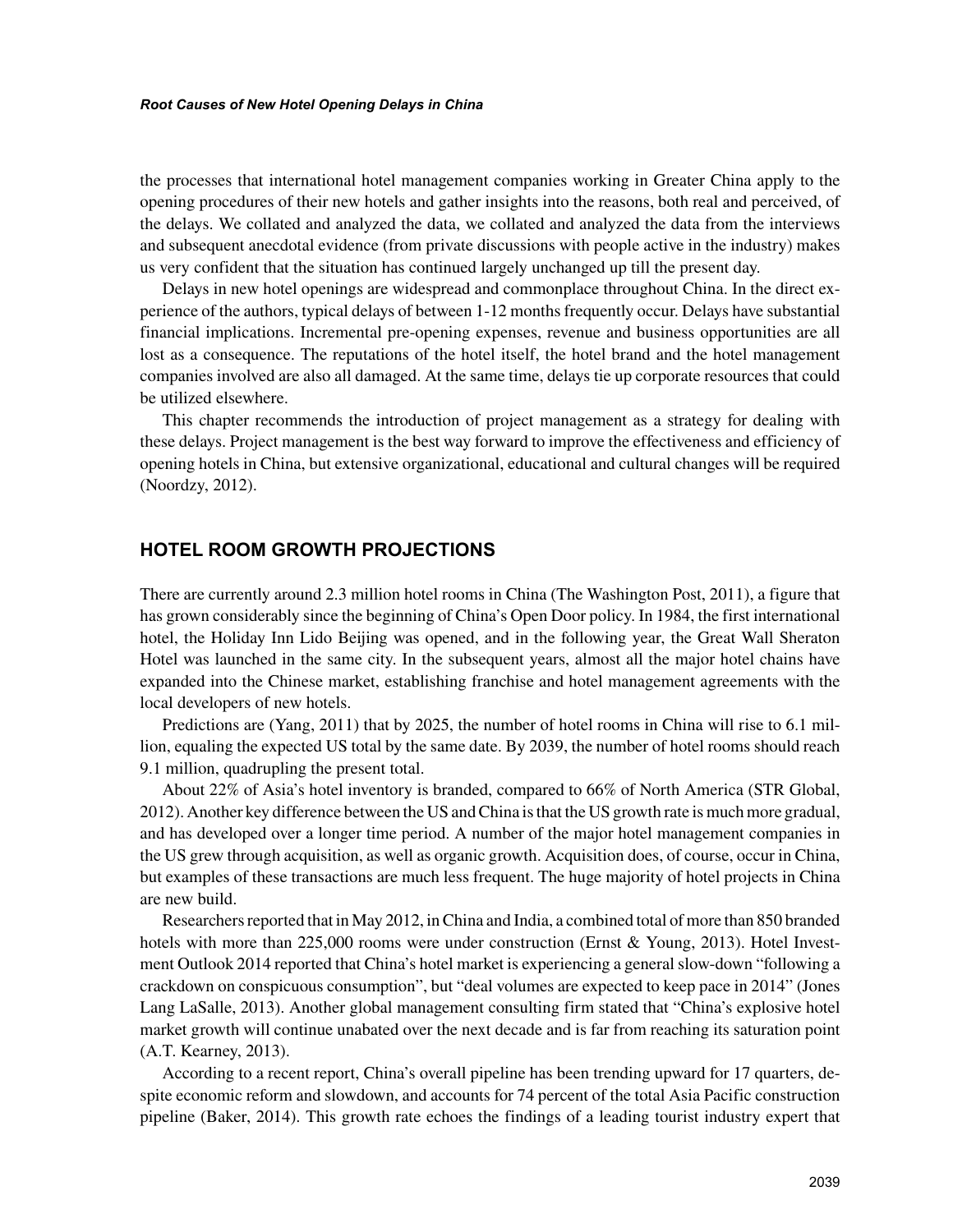the processes that international hotel management companies working in Greater China apply to the opening procedures of their new hotels and gather insights into the reasons, both real and perceived, of the delays. We collated and analyzed the data, we collated and analyzed the data from the interviews and subsequent anecdotal evidence (from private discussions with people active in the industry) makes us very confident that the situation has continued largely unchanged up till the present day.

Delays in new hotel openings are widespread and commonplace throughout China. In the direct experience of the authors, typical delays of between 1-12 months frequently occur. Delays have substantial financial implications. Incremental pre-opening expenses, revenue and business opportunities are all lost as a consequence. The reputations of the hotel itself, the hotel brand and the hotel management companies involved are also all damaged. At the same time, delays tie up corporate resources that could be utilized elsewhere.

This chapter recommends the introduction of project management as a strategy for dealing with these delays. Project management is the best way forward to improve the effectiveness and efficiency of opening hotels in China, but extensive organizational, educational and cultural changes will be required (Noordzy, 2012).

## HOTEL ROOM GROWTH PROJECTIONS

There are currently around 2.3 million hotel rooms in China (The Washington Post, 2011), a figure that has grown considerably since the beginning of China's Open Door policy. In 1984, the first international hotel, the Holiday Inn Lido Beijing was opened, and in the following year, the Great Wall Sheraton Hotel was launched in the same city. In the subsequent years, almost all the major hotel chains have expanded into the Chinese market, establishing franchise and hotel management agreements with the local developers of new hotels.

Predictions are (Yang, 2011) that by 2025, the number of hotel rooms in China will rise to 6.1 million, equaling the expected US total by the same date. By 2039, the number of hotel rooms should reach 9.1 million, quadrupling the present total.

About 22% of Asia's hotel inventory is branded, compared to 66% of North America (STR Global, 2012). Another key difference between the US and China is that the US growth rate is much more gradual, and has developed over a longer time period. A number of the major hotel management companies in the US grew through acquisition, as well as organic growth. Acquisition does, of course, occur in China, but examples of these transactions are much less frequent. The huge majority of hotel projects in China are new build.

Researchers reported that in May 2012, in China and India, a combined total of more than 850 branded hotels with more than 225,000 rooms were under construction (Ernst & Young, 2013). Hotel Investment Outlook 2014 reported that China's hotel market is experiencing a general slow-down "following a crackdown on conspicuous consumption", but "deal volumes are expected to keep pace in 2014" (Jones Lang LaSalle, 2013). Another global management consulting firm stated that "China's explosive hotel market growth will continue unabated over the next decade and is far from reaching its saturation point (A.T. Kearney, 2013).

According to a recent report, China's overall pipeline has been trending upward for 17 quarters, despite economic reform and slowdown, and accounts for 74 percent of the total Asia Pacific construction pipeline (Baker, 2014). This growth rate echoes the findings of a leading tourist industry expert that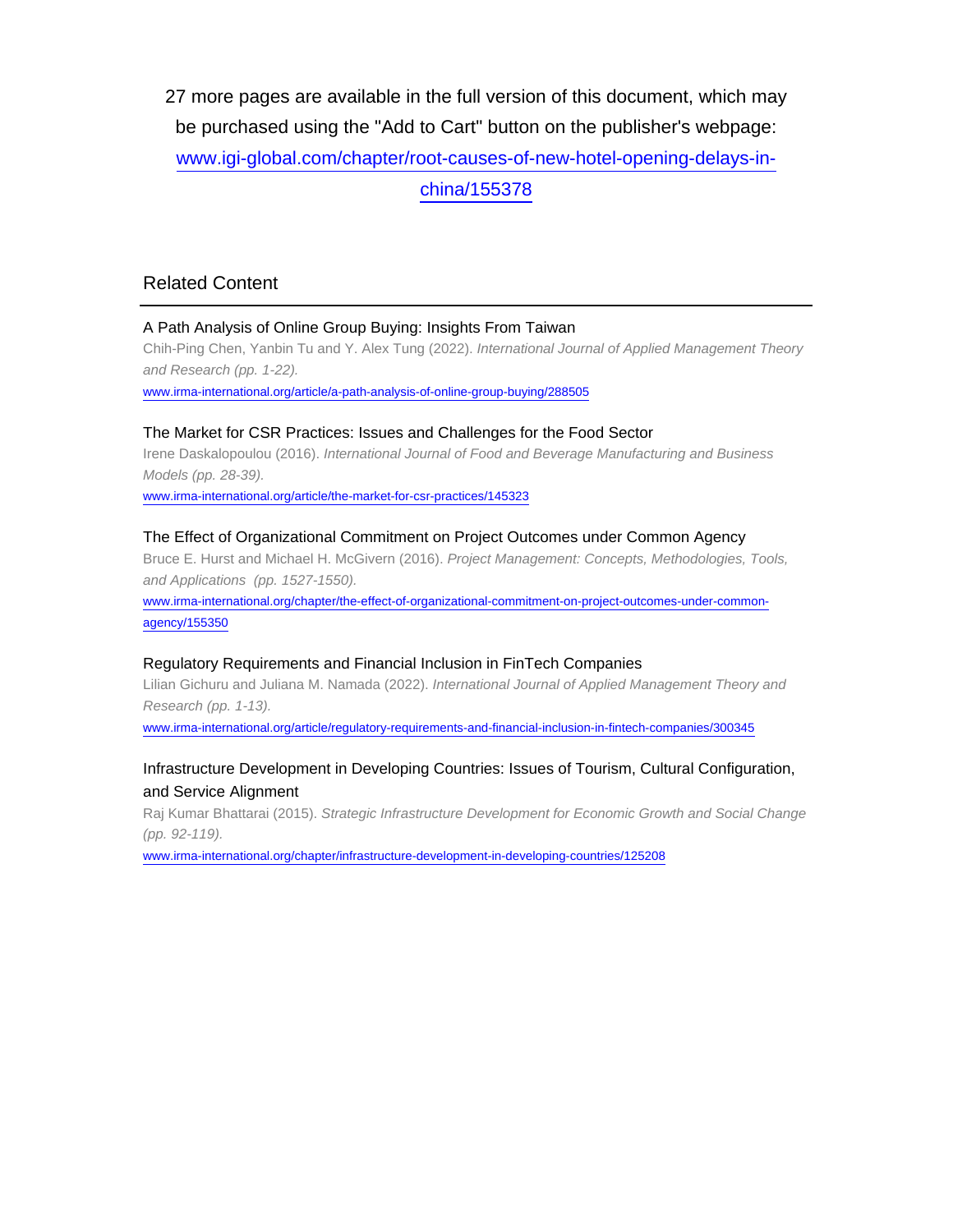27 more pages are available in the full version of this document, which may be purchased using the "Add to Cart" button on the publisher's webpage: [www.igi-global.com/chapter/root-causes-of-new-hotel-opening-delays-in-china/155378](http://www.igi-global.com/chapter/root-causes-of-new-hotel-opening-delays-in-china/155378)

## Related Content

**A Path Analysis of Online Group Buying: Insights From Taiwan**
Chih-Ping Chen, Yanbin Tu and Y. Alex Tung (2022). *International Journal of Applied Management Theory and Research (pp. 1-22).*
[www.irma-international.org/article/a-path-analysis-of-online-group-buying/288505](http://www.irma-international.org/article/a-path-analysis-of-online-group-buying/288505)

**The Market for CSR Practices: Issues and Challenges for the Food Sector**
Irene Daskalopoulou (2016). *International Journal of Food and Beverage Manufacturing and Business Models (pp. 28-39).*
[www.irma-international.org/article/the-market-for-csr-practices/145323](http://www.irma-international.org/article/the-market-for-csr-practices/145323)

**The Effect of Organizational Commitment on Project Outcomes under Common Agency**
Bruce E. Hurst and Michael H. McGivern (2016). *Project Management: Concepts, Methodologies, Tools, and Applications (pp. 1527-1550).*
[www.irma-international.org/chapter/the-effect-of-organizational-commitment-on-project-outcomes-under-common-agency/155350](http://www.irma-international.org/chapter/the-effect-of-organizational-commitment-on-project-outcomes-under-common-agency/155350)

**Regulatory Requirements and Financial Inclusion in FinTech Companies**
Lilian Gichuru and Juliana M. Namada (2022). *International Journal of Applied Management Theory and Research (pp. 1-13).*
[www.irma-international.org/article/regulatory-requirements-and-financial-inclusion-in-fintech-companies/300345](http://www.irma-international.org/article/regulatory-requirements-and-financial-inclusion-in-fintech-companies/300345)

**Infrastructure Development in Developing Countries: Issues of Tourism, Cultural Configuration, and Service Alignment**
Raj Kumar Bhattarai (2015). *Strategic Infrastructure Development for Economic Growth and Social Change (pp. 92-119).*
[www.irma-international.org/chapter/infrastructure-development-in-developing-countries/125208](http://www.irma-international.org/chapter/infrastructure-development-in-developing-countries/125208)